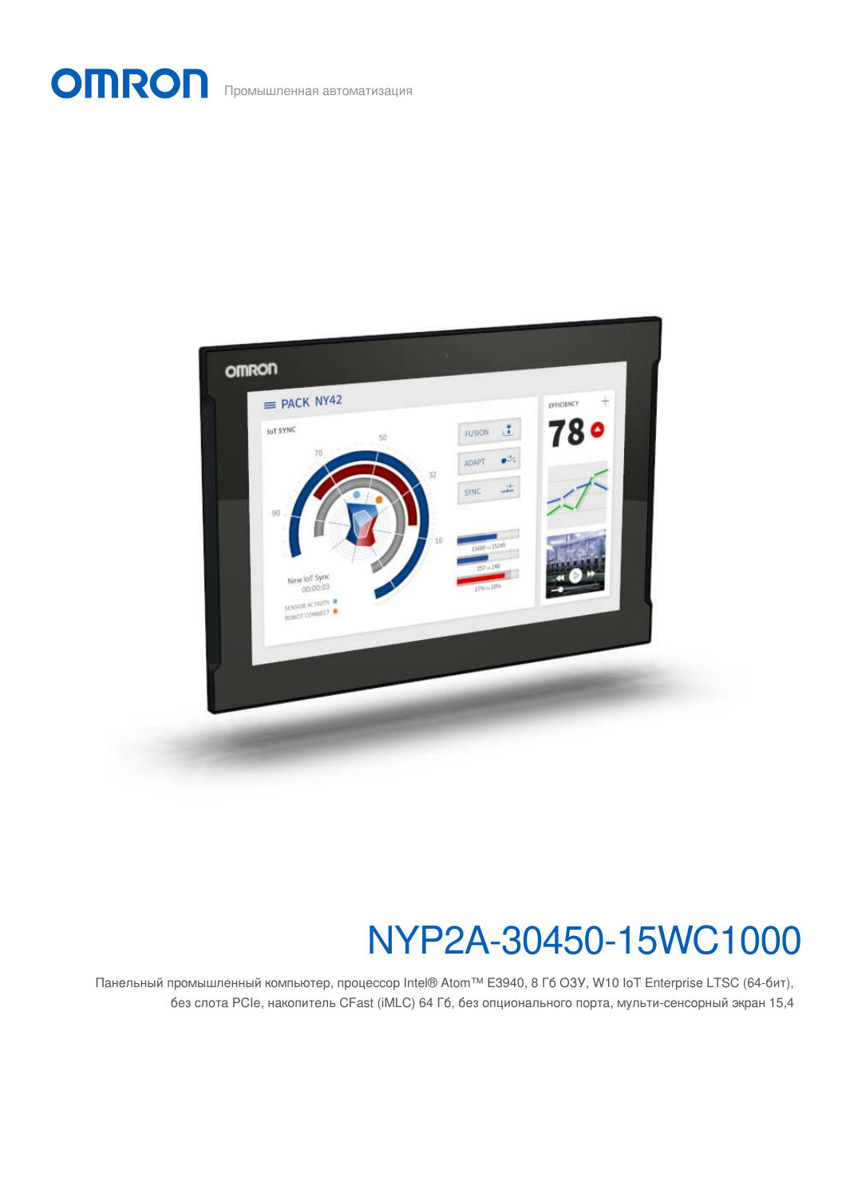OMRON Промышленная автоматизация

# NYP2A-30450-15WC1000

Панельный промышленный компьютер, процессор Intel® Atom™ E3940, 8 Гб ОЗУ, W10 IoT Enterprise LTSC (64-бит), без слота PCIe, накопитель CFast (iMLC) 64 Гб, без опционального порта, мульти-сенсорный экран 15,4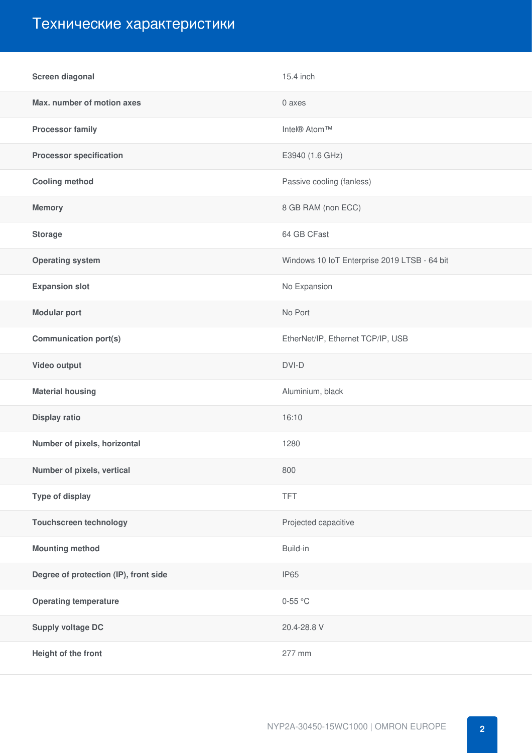# Технические характеристики

| | |
|---|---|
| **Screen diagonal** | 15.4 inch |
| **Max. number of motion axes** | 0 axes |
| **Processor family** | Intel® Atom™ |
| **Processor specification** | E3940 (1.6 GHz) |
| **Cooling method** | Passive cooling (fanless) |
| **Memory** | 8 GB RAM (non ECC) |
| **Storage** | 64 GB CFast |
| **Operating system** | Windows 10 IoT Enterprise 2019 LTSB - 64 bit |
| **Expansion slot** | No Expansion |
| **Modular port** | No Port |
| **Communication port(s)** | EtherNet/IP, Ethernet TCP/IP, USB |
| **Video output** | DVI-D |
| **Material housing** | Aluminium, black |
| **Display ratio** | 16:10 |
| **Number of pixels, horizontal** | 1280 |
| **Number of pixels, vertical** | 800 |
| **Type of display** | TFT |
| **Touchscreen technology** | Projected capacitive |
| **Mounting method** | Build-in |
| **Degree of protection (IP), front side** | IP65 |
| **Operating temperature** | 0-55 °C |
| **Supply voltage DC** | 20.4-28.8 V |
| **Height of the front** | 277 mm |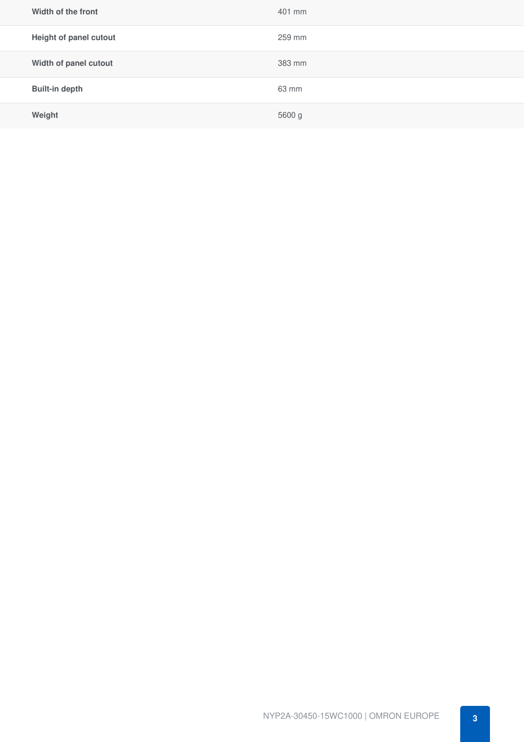| | |
|---|---|
| **Width of the front** | 401 mm |
| **Height of panel cutout** | 259 mm |
| **Width of panel cutout** | 383 mm |
| **Built-in depth** | 63 mm |
| **Weight** | 5600 g |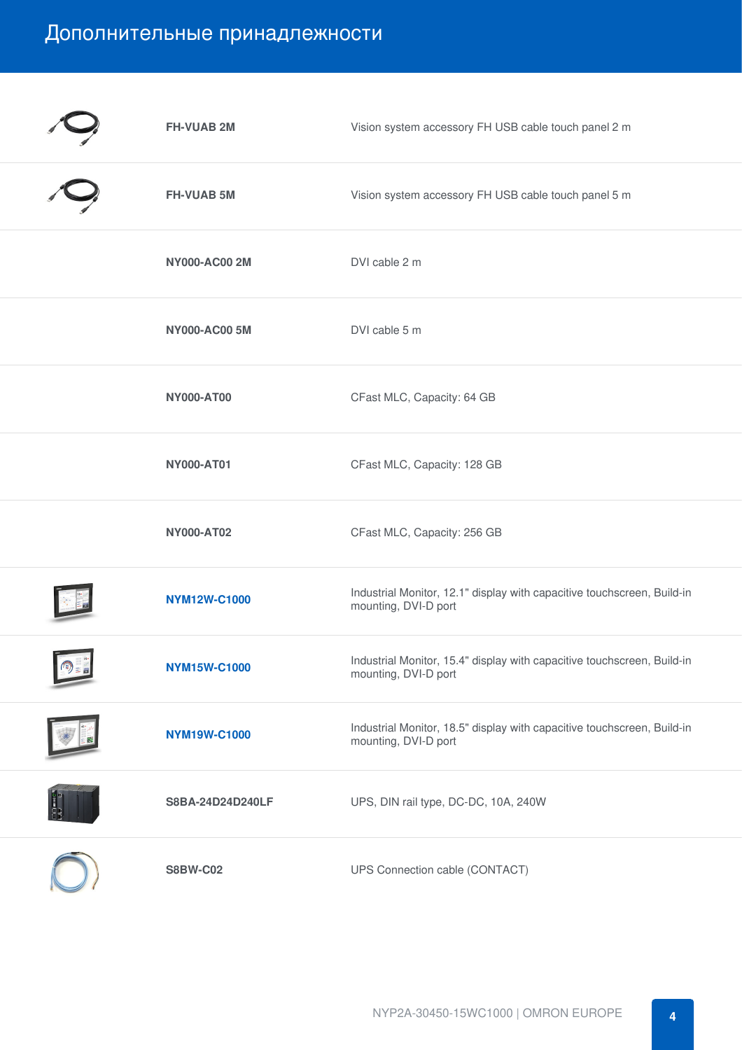# Дополнительные принадлежности

| Model | Description |
|---|---|
| FH-VUAB 2M | Vision system accessory FH USB cable touch panel 2 m |
| FH-VUAB 5M | Vision system accessory FH USB cable touch panel 5 m |
| NY000-AC00 2M | DVI cable 2 m |
| NY000-AC00 5M | DVI cable 5 m |
| NY000-AT00 | CFast MLC, Capacity: 64 GB |
| NY000-AT01 | CFast MLC, Capacity: 128 GB |
| NY000-AT02 | CFast MLC, Capacity: 256 GB |
| NYM12W-C1000 | Industrial Monitor, 12.1" display with capacitive touchscreen, Build-in mounting, DVI-D port |
| NYM15W-C1000 | Industrial Monitor, 15.4" display with capacitive touchscreen, Build-in mounting, DVI-D port |
| NYM19W-C1000 | Industrial Monitor, 18.5" display with capacitive touchscreen, Build-in mounting, DVI-D port |
| S8BA-24D24D240LF | UPS, DIN rail type, DC-DC, 10A, 240W |
| S8BW-C02 | UPS Connection cable (CONTACT) |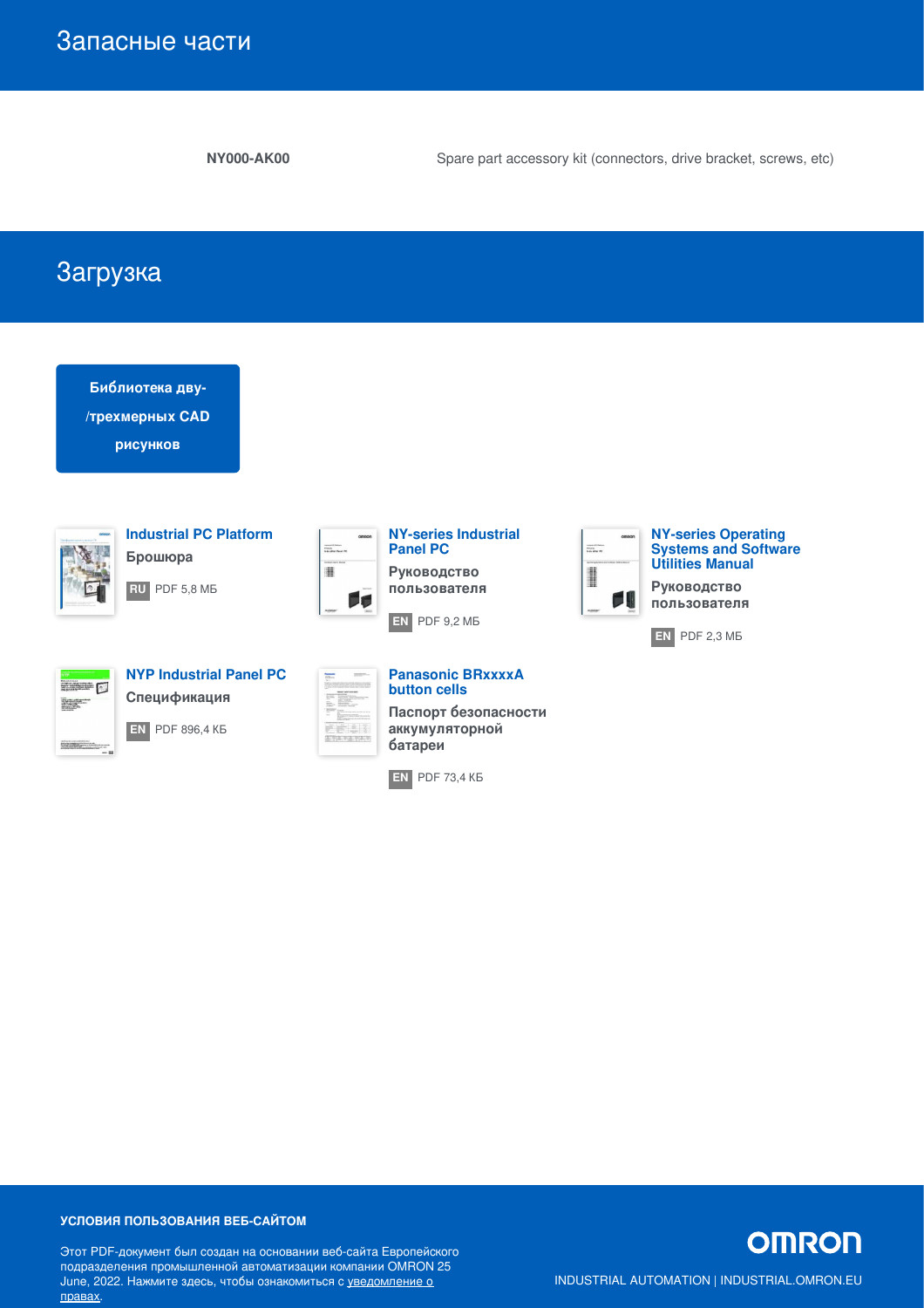## Запасные части

| | |
|---|---|
| **NY000-AK00** | Spare part accessory kit (connectors, drive bracket, screws, etc) |

## Загрузка

**Библиотека дву-/трехмерных CAD рисунков**

**Industrial PC Platform**
Брошюра
RU PDF 5,8 МБ

**NY-series Industrial Panel PC**
Руководство пользователя
EN PDF 9,2 МБ

**NY-series Operating Systems and Software Utilities Manual**
Руководство пользователя
EN PDF 2,3 МБ

**NYP Industrial Panel PC**
Спецификация
EN PDF 896,4 КБ

**Panasonic BRxxxxA button cells**
Паспорт безопасности аккумуляторной батареи
EN PDF 73,4 КБ

**УСЛОВИЯ ПОЛЬЗОВАНИЯ ВЕБ-САЙТОМ**

Этот PDF-документ был создан на основании веб-сайта Европейского подразделения промышленной автоматизации компании OMRON 25 June, 2022. Нажмите здесь, чтобы ознакомиться с уведомление о правах.

OMRON

INDUSTRIAL AUTOMATION | INDUSTRIAL.OMRON.EU